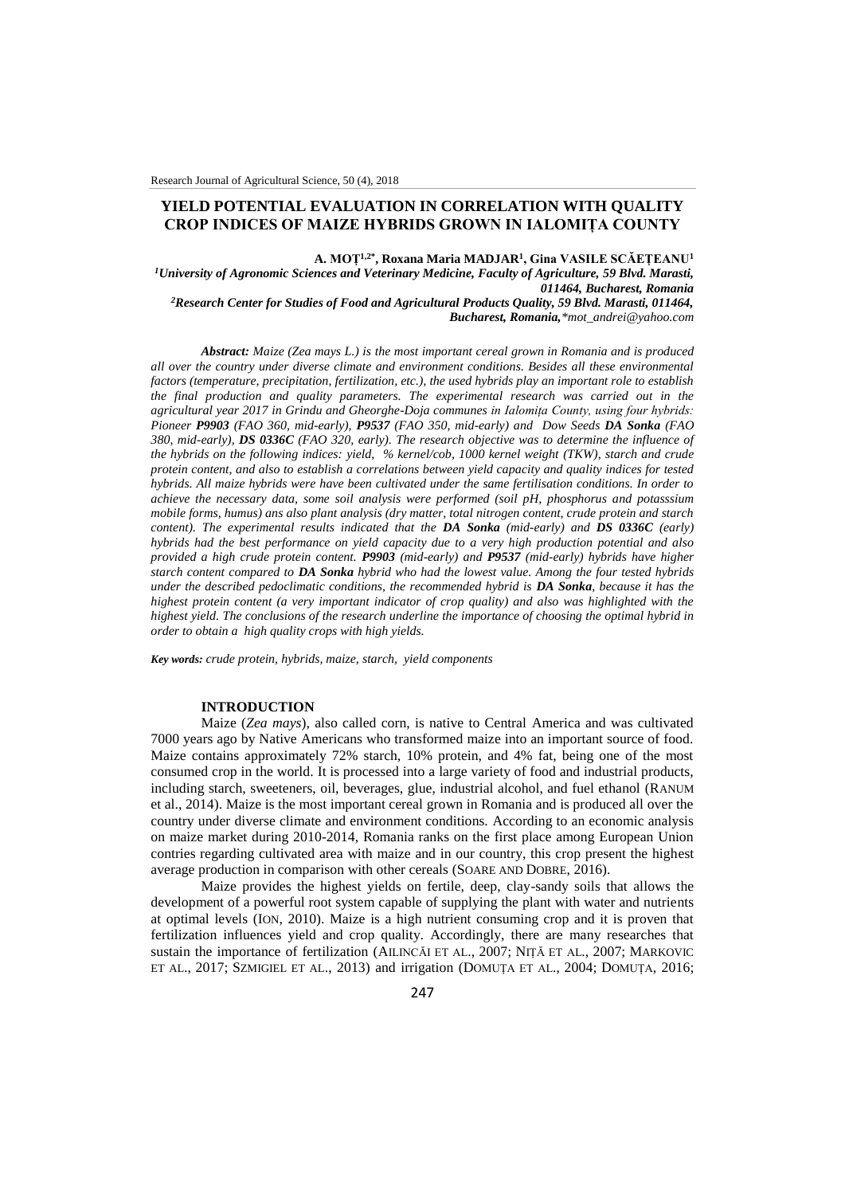# YIELD POTENTIAL EVALUATION IN CORRELATION WITH QUALITY CROP INDICES OF MAIZE HYBRIDS GROWN IN IALOMIȚA COUNTY

**A. MOȚ[1,2*], Roxana Maria MADJAR[1], Gina VASILE SCĂEȚEANU[1]**

*[1]University of Agronomic Sciences and Veterinary Medicine, Faculty of Agriculture, 59 Blvd. Marasti, 011464, Bucharest, Romania*

*[2]Research Center for Studies of Food and Agricultural Products Quality, 59 Blvd. Marasti, 011464, Bucharest, Romania,\*mot_andrei@yahoo.com*

***Abstract:*** *Maize (Zea mays L.) is the most important cereal grown in Romania and is produced all over the country under diverse climate and environment conditions. Besides all these environmental factors (temperature, precipitation, fertilization, etc.), the used hybrids play an important role to establish the final production and quality parameters. The experimental research was carried out in the agricultural year 2017 in Grindu and Gheorghe-Doja communes in Ialomița County, using four hybrids: Pioneer **P9903** (FAO 360, mid-early), **P9537** (FAO 350, mid-early) and Dow Seeds **DA Sonka** (FAO 380, mid-early), **DS 0336C** (FAO 320, early). The research objective was to determine the influence of the hybrids on the following indices: yield, % kernel/cob, 1000 kernel weight (TKW), starch and crude protein content, and also to establish a correlations between yield capacity and quality indices for tested hybrids. All maize hybrids were have been cultivated under the same fertilisation conditions. In order to achieve the necessary data, some soil analysis were performed (soil pH, phosphorus and potasssium mobile forms, humus) ans also plant analysis (dry matter, total nitrogen content, crude protein and starch content). The experimental results indicated that the **DA Sonka** (mid-early) and **DS 0336C** (early) hybrids had the best performance on yield capacity due to a very high production potential and also provided a high crude protein content. **P9903** (mid-early) and **P9537** (mid-early) hybrids have higher starch content compared to **DA Sonka** hybrid who had the lowest value. Among the four tested hybrids under the described pedoclimatic conditions, the recommended hybrid is **DA Sonka**, because it has the highest protein content (a very important indicator of crop quality) and also was highlighted with the highest yield. The conclusions of the research underline the importance of choosing the optimal hybrid in order to obtain a high quality crops with high yields.*

***Key words:*** *crude protein, hybrids, maize, starch, yield components*

## INTRODUCTION

Maize (*Zea mays*), also called corn, is native to Central America and was cultivated 7000 years ago by Native Americans who transformed maize into an important source of food. Maize contains approximately 72% starch, 10% protein, and 4% fat, being one of the most consumed crop in the world. It is processed into a large variety of food and industrial products, including starch, sweeteners, oil, beverages, glue, industrial alcohol, and fuel ethanol (RANUM et al., 2014). Maize is the most important cereal grown in Romania and is produced all over the country under diverse climate and environment conditions. According to an economic analysis on maize market during 2010-2014, Romania ranks on the first place among European Union contries regarding cultivated area with maize and in our country, this crop present the highest average production in comparison with other cereals (SOARE AND DOBRE, 2016).

Maize provides the highest yields on fertile, deep, clay-sandy soils that allows the development of a powerful root system capable of supplying the plant with water and nutrients at optimal levels (ION, 2010). Maize is a high nutrient consuming crop and it is proven that fertilization influences yield and crop quality. Accordingly, there are many researches that sustain the importance of fertilization (AILINCĂI ET AL., 2007; NIȚĂ ET AL., 2007; MARKOVIC ET AL., 2017; SZMIGIEL ET AL., 2013) and irrigation (DOMUȚA ET AL., 2004; DOMUȚA, 2016;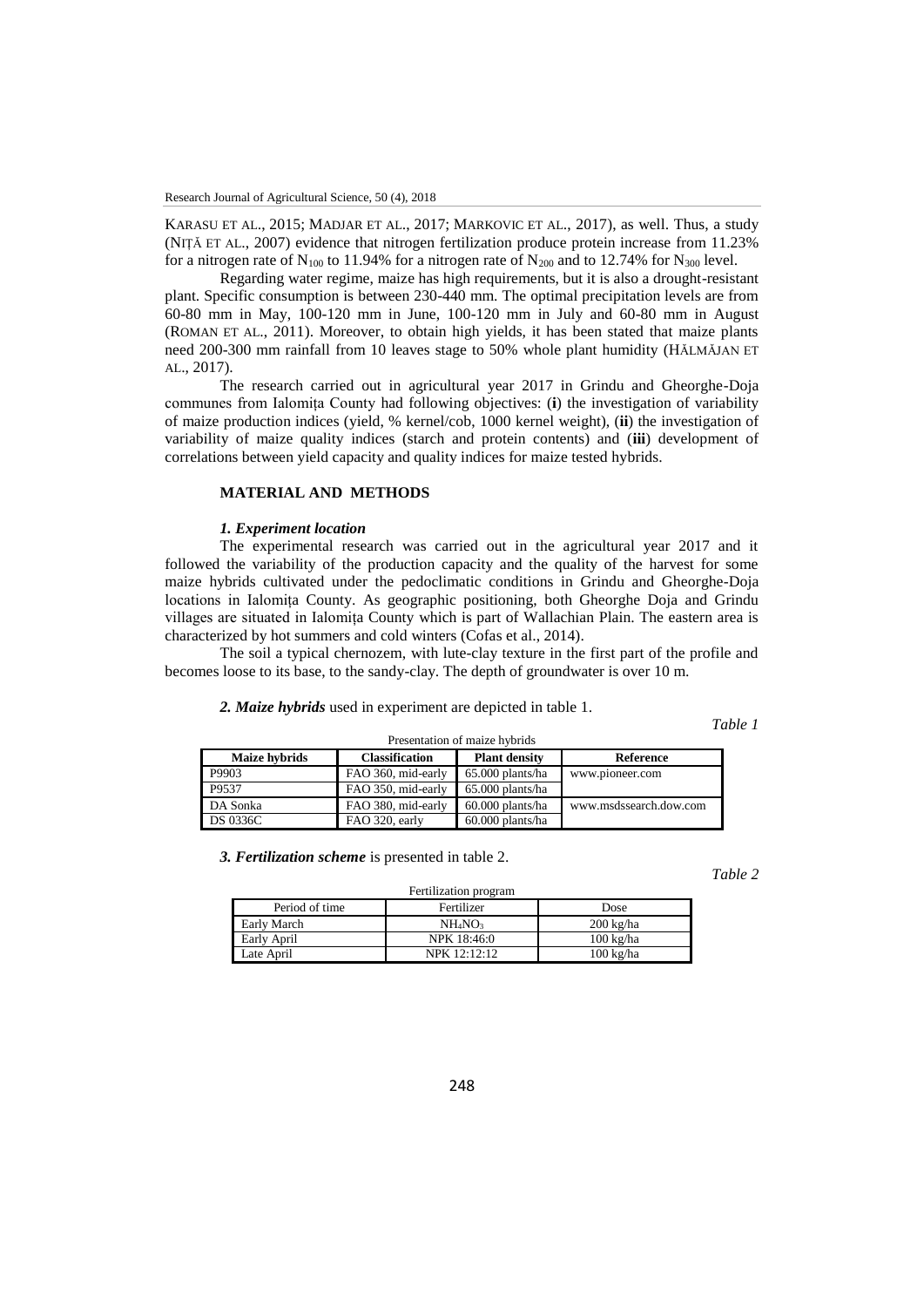KARASU ET AL., 2015; MADJAR ET AL., 2017; MARKOVIC ET AL., 2017), as well. Thus, a study (NIȚĂ ET AL., 2007) evidence that nitrogen fertilization produce protein increase from 11.23% for a nitrogen rate of $N_{100}$ to 11.94% for a nitrogen rate of $N_{200}$ and to 12.74% for $N_{300}$ level.

Regarding water regime, maize has high requirements, but it is also a drought-resistant plant. Specific consumption is between 230-440 mm. The optimal precipitation levels are from 60-80 mm in May, 100-120 mm in June, 100-120 mm in July and 60-80 mm in August (ROMAN ET AL., 2011). Moreover, to obtain high yields, it has been stated that maize plants need 200-300 mm rainfall from 10 leaves stage to 50% whole plant humidity (HĂLMĂJAN ET AL., 2017).

The research carried out in agricultural year 2017 in Grindu and Gheorghe-Doja communes from Ialomița County had following objectives: (**i**) the investigation of variability of maize production indices (yield, % kernel/cob, 1000 kernel weight), (**ii**) the investigation of variability of maize quality indices (starch and protein contents) and (**iii**) development of correlations between yield capacity and quality indices for maize tested hybrids.

## MATERIAL AND METHODS

### *1. Experiment location*

The experimental research was carried out in the agricultural year 2017 and it followed the variability of the production capacity and the quality of the harvest for some maize hybrids cultivated under the pedoclimatic conditions in Grindu and Gheorghe-Doja locations in Ialomița County. As geographic positioning, both Gheorghe Doja and Grindu villages are situated in Ialomița County which is part of Wallachian Plain. The eastern area is characterized by hot summers and cold winters (Cofas et al., 2014).

The soil a typical chernozem, with lute-clay texture in the first part of the profile and becomes loose to its base, to the sandy-clay. The depth of groundwater is over 10 m.

***2. Maize hybrids*** used in experiment are depicted in table 1.

*Table 1*

Presentation of maize hybrids

| Maize hybrids | Classification | Plant density | Reference |
|---|---|---|---|
| P9903 | FAO 360, mid-early | 65.000 plants/ha | www.pioneer.com |
| P9537 | FAO 350, mid-early | 65.000 plants/ha | |
| DA Sonka | FAO 380, mid-early | 60.000 plants/ha | www.msdssearch.dow.com |
| DS 0336C | FAO 320, early | 60.000 plants/ha | |

***3. Fertilization scheme*** is presented in table 2.

*Table 2*

Fertilization program

| Period of time | Fertilizer | Dose |
|---|---|---|
| Early March | $NH_4NO_3$ | 200 kg/ha |
| Early April | NPK 18:46:0 | 100 kg/ha |
| Late April | NPK 12:12:12 | 100 kg/ha |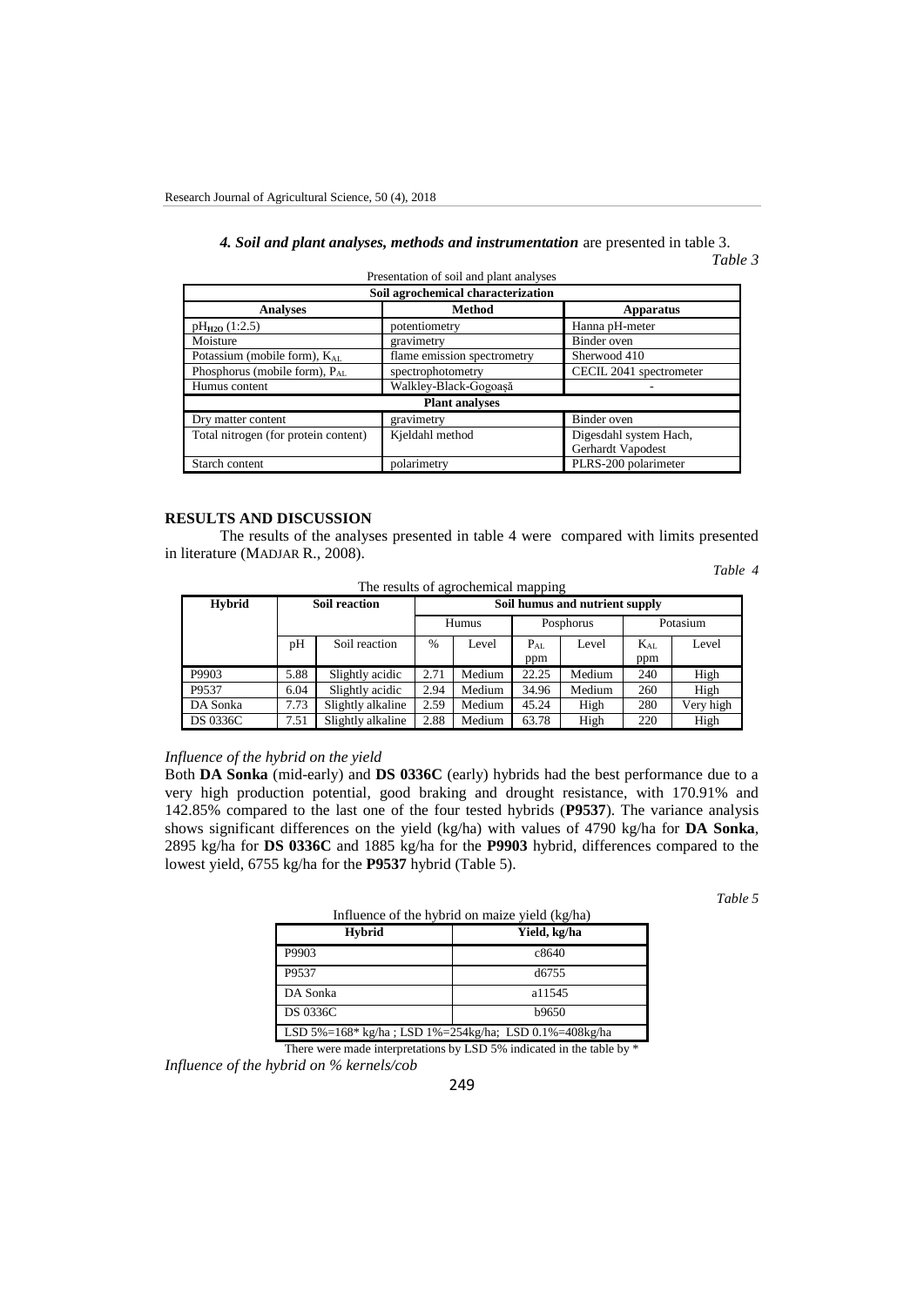***4. Soil and plant analyses, methods and instrumentation*** are presented in table 3.

*Table 3*

Presentation of soil and plant analyses

| Soil agrochemical characterization | | |
|---|---|---|
| **Analyses** | **Method** | **Apparatus** |
| $pH_{H2O}$ (1:2.5) | potentiometry | Hanna pH-meter |
| Moisture | gravimetry | Binder oven |
| Potassium (mobile form), $K_{AL}$ | flame emission spectrometry | Sherwood 410 |
| Phosphorus (mobile form), $P_{AL}$ | spectrophotometry | CECIL 2041 spectrometer |
| Humus content | Walkley-Black-Gogoașă | - |
| **Plant analyses** | | |
| Dry matter content | gravimetry | Binder oven |
| Total nitrogen (for protein content) | Kjeldahl method | Digesdahl system Hach, Gerhardt Vapodest |
| Starch content | polarimetry | PLRS-200 polarimeter |

## RESULTS AND DISCUSSION

The results of the analyses presented in table 4 were compared with limits presented in literature (MADJAR R., 2008).

*Table 4*

The results of agrochemical mapping

| Hybrid | Soil reaction | | Soil humus and nutrient supply | | | | | |
|---|---|---|---|---|---|---|---|---|
| | | | Humus | | Posphorus | | Potasium | |
| | pH | Soil reaction | % | Level | $P_{AL}$ ppm | Level | $K_{AL}$ ppm | Level |
| P9903 | 5.88 | Slightly acidic | 2.71 | Medium | 22.25 | Medium | 240 | High |
| P9537 | 6.04 | Slightly acidic | 2.94 | Medium | 34.96 | Medium | 260 | High |
| DA Sonka | 7.73 | Slightly alkaline | 2.59 | Medium | 45.24 | High | 280 | Very high |
| DS 0336C | 7.51 | Slightly alkaline | 2.88 | Medium | 63.78 | High | 220 | High |

*Influence of the hybrid on the yield*

Both **DA Sonka** (mid-early) and **DS 0336C** (early) hybrids had the best performance due to a very high production potential, good braking and drought resistance, with 170.91% and 142.85% compared to the last one of the four tested hybrids (**P9537**). The variance analysis shows significant differences on the yield (kg/ha) with values of 4790 kg/ha for **DA Sonka**, 2895 kg/ha for **DS 0336C** and 1885 kg/ha for the **P9903** hybrid, differences compared to the lowest yield, 6755 kg/ha for the **P9537** hybrid (Table 5).

*Table 5*

Influence of the hybrid on maize yield (kg/ha)

| Hybrid | Yield, kg/ha |
|---|---|
| P9903 | c8640 |
| P9537 | d6755 |
| DA Sonka | a11545 |
| DS 0336C | b9650 |
| LSD 5%=168* kg/ha ; LSD 1%=254kg/ha; LSD 0.1%=408kg/ha | |

There were made interpretations by LSD 5% indicated in the table by *

*Influence of the hybrid on % kernels/cob*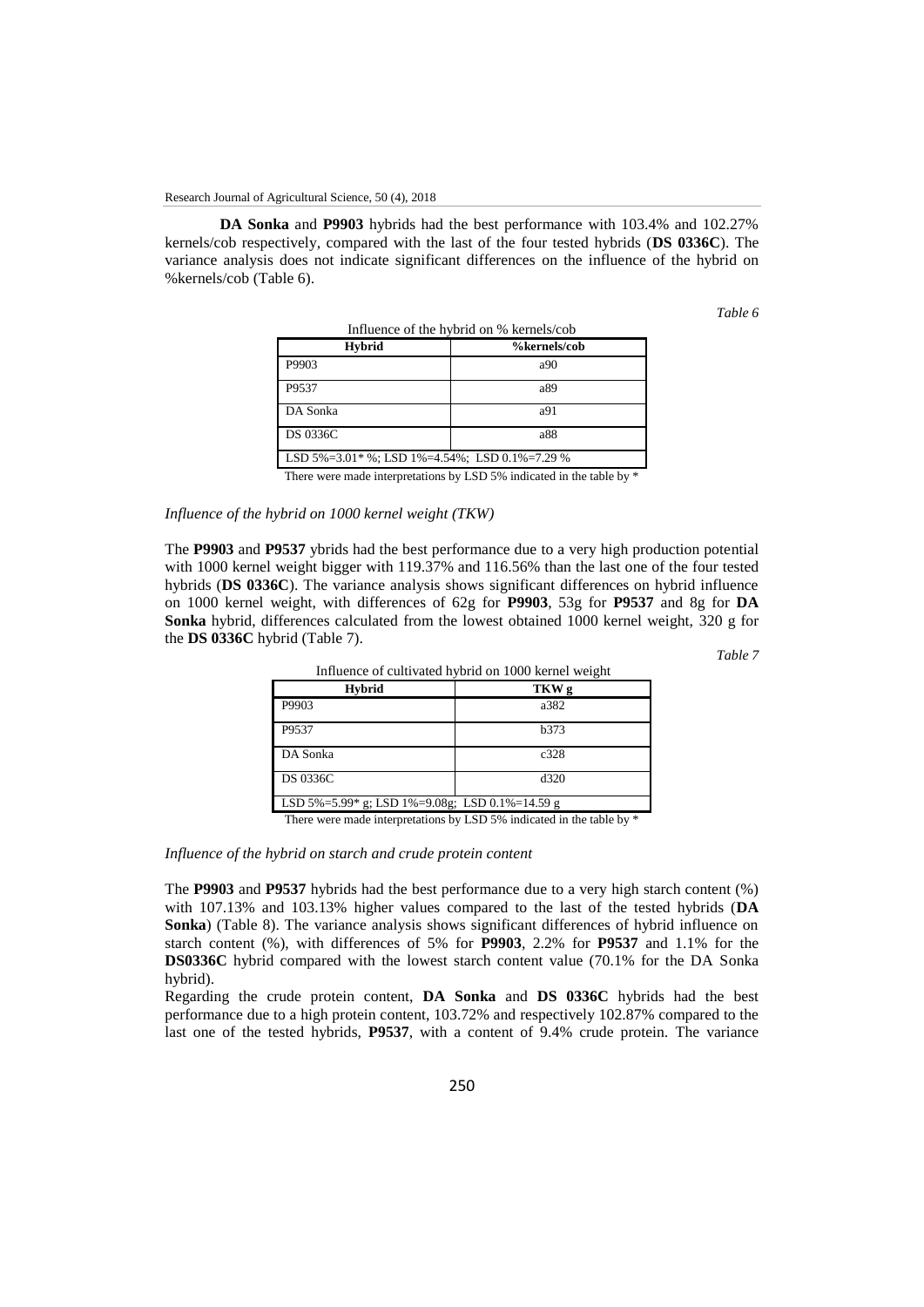**DA Sonka** and **P9903** hybrids had the best performance with 103.4% and 102.27% kernels/cob respectively, compared with the last of the four tested hybrids (**DS 0336C**). The variance analysis does not indicate significant differences on the influence of the hybrid on %kernels/cob (Table 6).

*Table 6*

Influence of the hybrid on % kernels/cob

| **Hybrid** | **%kernels/cob** |
|---|---|
| P9903 | a90 |
| P9537 | a89 |
| DA Sonka | a91 |
| DS 0336C | a88 |
| LSD 5%=3.01* %; LSD 1%=4.54%; LSD 0.1%=7.29 % | |

There were made interpretations by LSD 5% indicated in the table by *

*Influence of the hybrid on 1000 kernel weight (TKW)*

The **P9903** and **P9537** ybrids had the best performance due to a very high production potential with 1000 kernel weight bigger with 119.37% and 116.56% than the last one of the four tested hybrids (**DS 0336C**). The variance analysis shows significant differences on hybrid influence on 1000 kernel weight, with differences of 62g for **P9903**, 53g for **P9537** and 8g for **DA Sonka** hybrid, differences calculated from the lowest obtained 1000 kernel weight, 320 g for the **DS 0336C** hybrid (Table 7).

*Table 7*

Influence of cultivated hybrid on 1000 kernel weight

| **Hybrid** | **TKW g** |
|---|---|
| P9903 | a382 |
| P9537 | b373 |
| DA Sonka | c328 |
| DS 0336C | d320 |
| LSD 5%=5.99* g; LSD 1%=9.08g; LSD 0.1%=14.59 g | |

There were made interpretations by LSD 5% indicated in the table by *

*Influence of the hybrid on starch and crude protein content*

The **P9903** and **P9537** hybrids had the best performance due to a very high starch content (%) with 107.13% and 103.13% higher values compared to the last of the tested hybrids (**DA Sonka**) (Table 8). The variance analysis shows significant differences of hybrid influence on starch content (%), with differences of 5% for **P9903**, 2.2% for **P9537** and 1.1% for the **DS0336C** hybrid compared with the lowest starch content value (70.1% for the DA Sonka hybrid).

Regarding the crude protein content, **DA Sonka** and **DS 0336C** hybrids had the best performance due to a high protein content, 103.72% and respectively 102.87% compared to the last one of the tested hybrids, **P9537**, with a content of 9.4% crude protein. The variance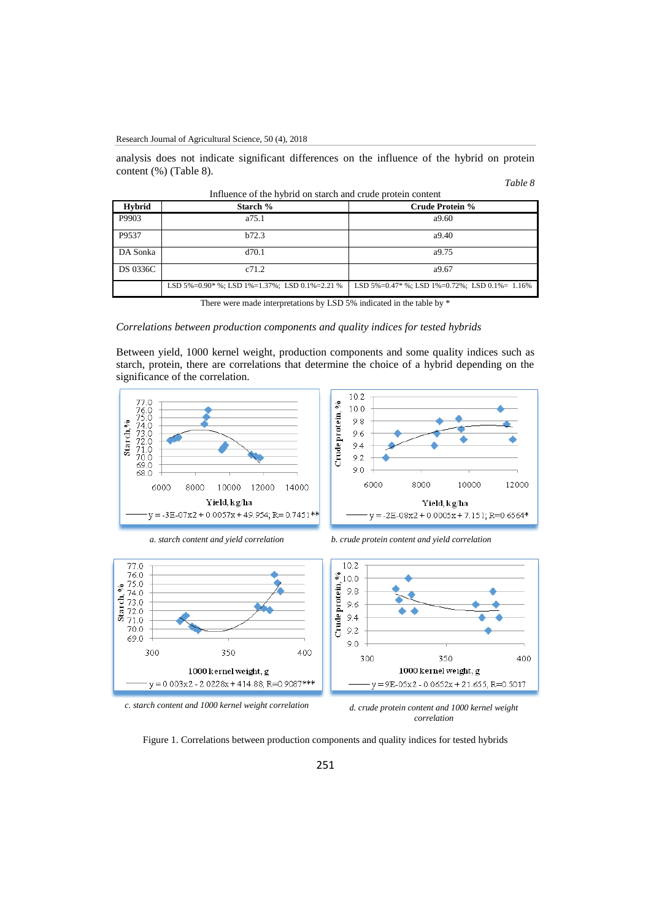analysis does not indicate significant differences on the influence of the hybrid on protein content (%) (Table 8).

*Table 8*

Influence of the hybrid on starch and crude protein content

| Hybrid | Starch % | Crude Protein % |
|---|---|---|
| P9903 | a75.1 | a9.60 |
| P9537 | b72.3 | a9.40 |
| DA Sonka | d70.1 | a9.75 |
| DS 0336C | c71.2 | a9.67 |
| | LSD 5%=0.90* %; LSD 1%=1.37%; LSD 0.1%=2.21 % | LSD 5%=0.47* %; LSD 1%=0.72%; LSD 0.1%= 1.16% |

There were made interpretations by LSD 5% indicated in the table by *

*Correlations between production components and quality indices for tested hybrids*

Between yield, 1000 kernel weight, production components and some quality indices such as starch, protein, there are correlations that determine the choice of a hybrid depending on the significance of the correlation.

$y = -3E\text{-}07x^2 + 0.0057x + 49.954$; R= 0.7451**

*a. starch content and yield correlation*

$y = -2E\text{-}08x^2 + 0.0005x + 7.151$; R=0.6564*

*b. crude protein content and yield correlation*

$y = 0.003x^2 - 2.0228x + 414.88$; R=0.9087***

*c. starch content and 1000 kernel weight correlation*

$y = 9E\text{-}05x^2 - 0.0652x + 21.655$; R=0.5017

*d. crude protein content and 1000 kernel weight correlation*

Figure 1. Correlations between production components and quality indices for tested hybrids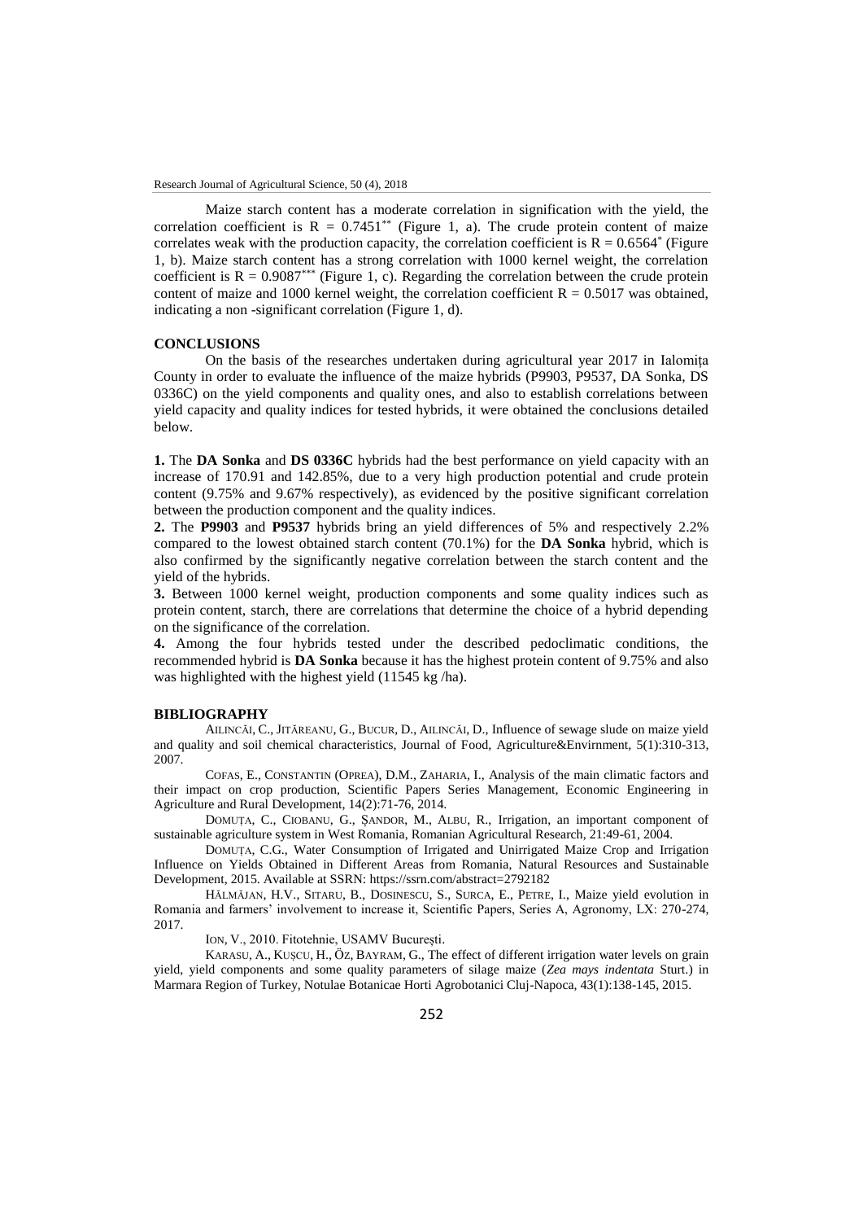Maize starch content has a moderate correlation in signification with the yield, the correlation coefficient is $R = 0.7451^{**}$ (Figure 1, a). The crude protein content of maize correlates weak with the production capacity, the correlation coefficient is $R = 0.6564^{*}$ (Figure 1, b). Maize starch content has a strong correlation with 1000 kernel weight, the correlation coefficient is $R = 0.9087^{***}$ (Figure 1, c). Regarding the correlation between the crude protein content of maize and 1000 kernel weight, the correlation coefficient $R = 0.5017$ was obtained, indicating a non -significant correlation (Figure 1, d).

## CONCLUSIONS

On the basis of the researches undertaken during agricultural year 2017 in Ialomița County in order to evaluate the influence of the maize hybrids (P9903, P9537, DA Sonka, DS 0336C) on the yield components and quality ones, and also to establish correlations between yield capacity and quality indices for tested hybrids, it were obtained the conclusions detailed below.

**1.** The **DA Sonka** and **DS 0336C** hybrids had the best performance on yield capacity with an increase of 170.91 and 142.85%, due to a very high production potential and crude protein content (9.75% and 9.67% respectively), as evidenced by the positive significant correlation between the production component and the quality indices.

**2.** The **P9903** and **P9537** hybrids bring an yield differences of 5% and respectively 2.2% compared to the lowest obtained starch content (70.1%) for the **DA Sonka** hybrid, which is also confirmed by the significantly negative correlation between the starch content and the yield of the hybrids.

**3.** Between 1000 kernel weight, production components and some quality indices such as protein content, starch, there are correlations that determine the choice of a hybrid depending on the significance of the correlation.

**4.** Among the four hybrids tested under the described pedoclimatic conditions, the recommended hybrid is **DA Sonka** because it has the highest protein content of 9.75% and also was highlighted with the highest yield (11545 kg /ha).

## BIBLIOGRAPHY

AILINCĂI, C., JITĂREANU, G., BUCUR, D., AILINCĂI, D., Influence of sewage slude on maize yield and quality and soil chemical characteristics, Journal of Food, Agriculture&Envirnment, 5(1):310-313, 2007.

COFAS, E., CONSTANTIN (OPREA), D.M., ZAHARIA, I., Analysis of the main climatic factors and their impact on crop production, Scientific Papers Series Management, Economic Engineering in Agriculture and Rural Development, 14(2):71-76, 2014.

DOMUȚA, C., CIOBANU, G., ȘANDOR, M., ALBU, R., Irrigation, an important component of sustainable agriculture system in West Romania, Romanian Agricultural Research, 21:49-61, 2004.

DOMUȚA, C.G., Water Consumption of Irrigated and Unirrigated Maize Crop and Irrigation Influence on Yields Obtained in Different Areas from Romania, Natural Resources and Sustainable Development, 2015. Available at SSRN: https://ssrn.com/abstract=2792182

HĂLMĂJAN, H.V., SITARU, B., DOSINESCU, S., SURCA, E., PETRE, I., Maize yield evolution in Romania and farmers' involvement to increase it, Scientific Papers, Series A, Agronomy, LX: 270-274, 2017.

ION, V., 2010. Fitotehnie, USAMV București.

KARASU, A., KUȘCU, H., ÖZ, BAYRAM, G., The effect of different irrigation water levels on grain yield, yield components and some quality parameters of silage maize (*Zea mays indentata* Sturt.) in Marmara Region of Turkey, Notulae Botanicae Horti Agrobotanici Cluj-Napoca, 43(1):138-145, 2015.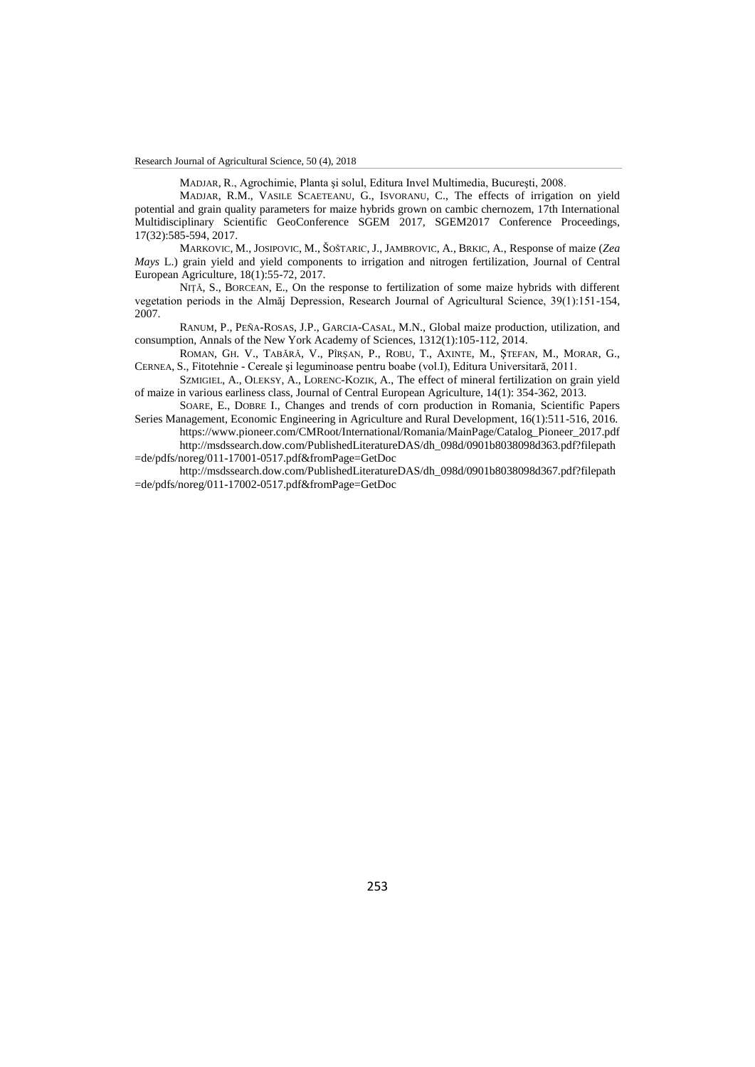MADJAR, R., Agrochimie, Planta şi solul, Editura Invel Multimedia, Bucureşti, 2008.

MADJAR, R.M., VASILE SCAETEANU, G., ISVORANU, C., The effects of irrigation on yield potential and grain quality parameters for maize hybrids grown on cambic chernozem, 17th International Multidisciplinary Scientific GeoConference SGEM 2017, SGEM2017 Conference Proceedings, 17(32):585-594, 2017.

MARKOVIC, M., JOSIPOVIC, M., ŠOŠTARIC, J., JAMBROVIC, A., BRKIC, A., Response of maize (*Zea Mays* L.) grain yield and yield components to irrigation and nitrogen fertilization, Journal of Central European Agriculture, 18(1):55-72, 2017.

NIȚĂ, S., BORCEAN, E., On the response to fertilization of some maize hybrids with different vegetation periods in the Almăj Depression, Research Journal of Agricultural Science, 39(1):151-154, 2007.

RANUM, P., PEÑA-ROSAS, J.P., GARCIA-CASAL, M.N., Global maize production, utilization, and consumption, Annals of the New York Academy of Sciences, 1312(1):105-112, 2014.

ROMAN, GH. V., TABĂRĂ, V., PÎRȘAN, P., ROBU, T., AXINTE, M., ŞTEFAN, M., MORAR, G., CERNEA, S., Fitotehnie - Cereale şi leguminoase pentru boabe (vol.I), Editura Universitară, 2011.

SZMIGIEL, A., OLEKSY, A., LORENC-KOZIK, A., The effect of mineral fertilization on grain yield of maize in various earliness class, Journal of Central European Agriculture, 14(1): 354-362, 2013.

SOARE, E., DOBRE I., Changes and trends of corn production in Romania, Scientific Papers Series Management, Economic Engineering in Agriculture and Rural Development, 16(1):511-516, 2016.

https://www.pioneer.com/CMRoot/International/Romania/MainPage/Catalog_Pioneer_2017.pdf

http://msdssearch.dow.com/PublishedLiteratureDAS/dh_098d/0901b8038098d363.pdf?filepath=de/pdfs/noreg/011-17001-0517.pdf&fromPage=GetDoc

http://msdssearch.dow.com/PublishedLiteratureDAS/dh_098d/0901b8038098d367.pdf?filepath=de/pdfs/noreg/011-17002-0517.pdf&fromPage=GetDoc